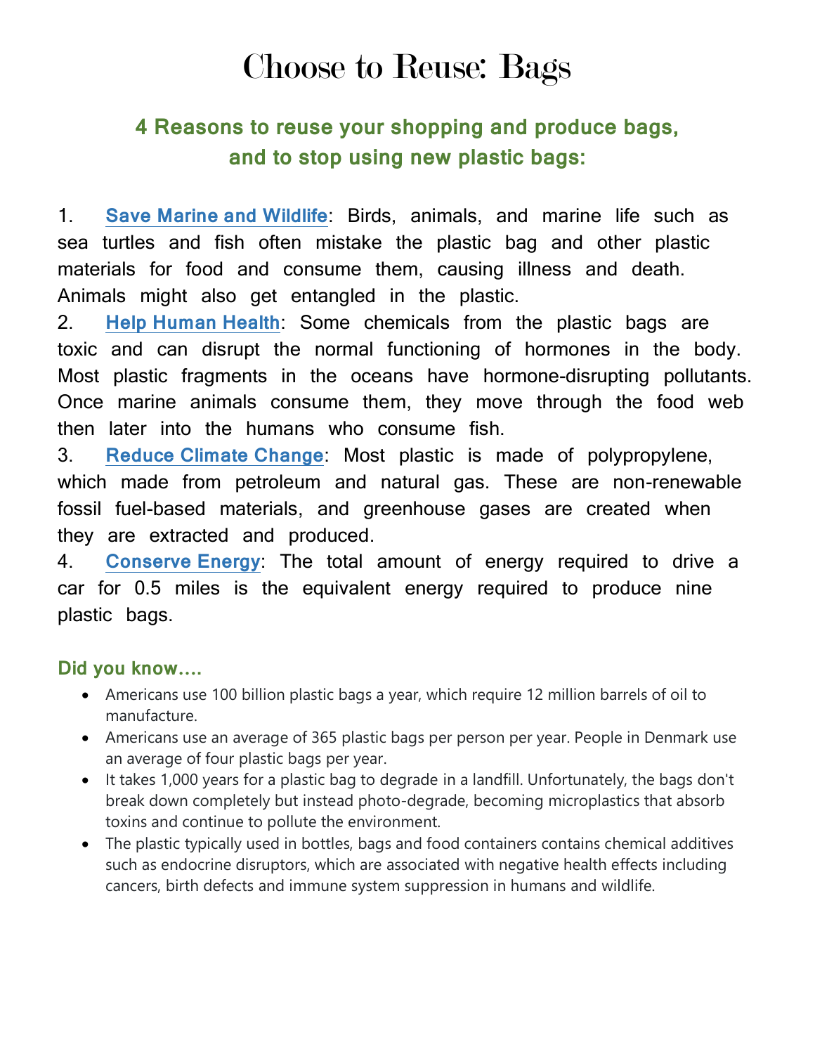# Choose to Reuse: Bags

## 4 Reasons to reuse your shopping and produce bags, and to stop using new plastic bags:

1. **Save Marine and Wildlife**: Birds, animals, and marine life such as sea turtles and fish often mistake the plastic bag and other plastic materials for food and consume them, causing illness and death. Animals might also get entangled in the plastic.
2. **Help Human Health**: Some chemicals from the plastic bags are toxic and can disrupt the normal functioning of hormones in the body. Most plastic fragments in the oceans have hormone-disrupting pollutants. Once marine animals consume them, they move through the food web then later into the humans who consume fish.
3. **Reduce Climate Change**: Most plastic is made of polypropylene, which made from petroleum and natural gas. These are non-renewable fossil fuel-based materials, and greenhouse gases are created when they are extracted and produced.
4. **Conserve Energy**: The total amount of energy required to drive a car for 0.5 miles is the equivalent energy required to produce nine plastic bags.

### Did you know….

- Americans use 100 billion plastic bags a year, which require 12 million barrels of oil to manufacture.
- Americans use an average of 365 plastic bags per person per year. People in Denmark use an average of four plastic bags per year.
- It takes 1,000 years for a plastic bag to degrade in a landfill. Unfortunately, the bags don't break down completely but instead photo-degrade, becoming microplastics that absorb toxins and continue to pollute the environment.
- The plastic typically used in bottles, bags and food containers contains chemical additives such as endocrine disruptors, which are associated with negative health effects including cancers, birth defects and immune system suppression in humans and wildlife.